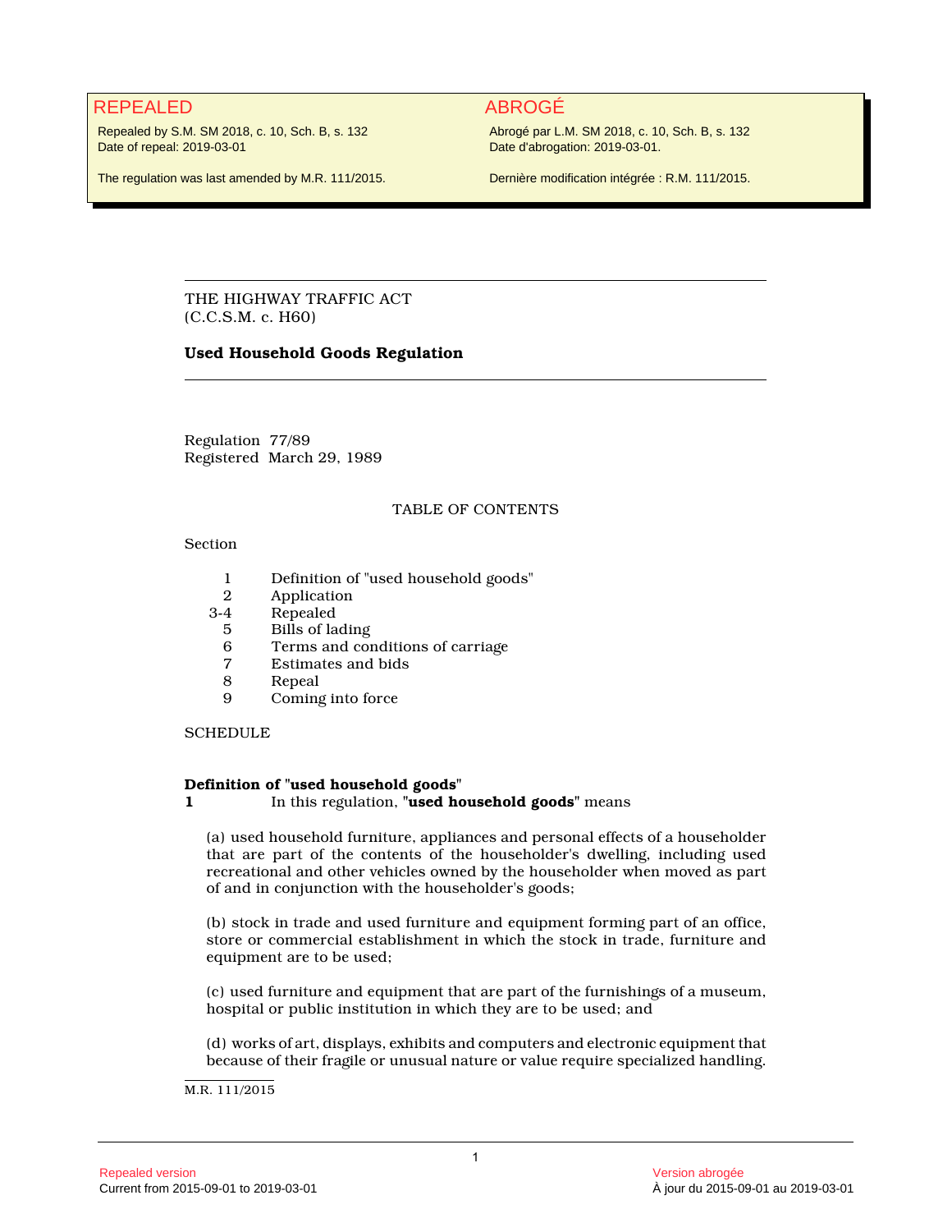| REPEALED | ABROGÉ |
| --- | --- |
| Repealed by S.M. SM 2018, c. 10, Sch. B, s. 132<br>Date of repeal: 2019-03-01 | Abrogé par L.M. SM 2018, c. 10, Sch. B, s. 132<br>Date d'abrogation: 2019-03-01. |
| The regulation was last amended by M.R. 111/2015. | Dernière modification intégrée : R.M. 111/2015. |

---

THE HIGHWAY TRAFFIC ACT
(C.C.S.M. c. H60)

**Used Household Goods Regulation**

---

Regulation 77/89
Registered March 29, 1989

TABLE OF CONTENTS

Section

| | |
| --- | --- |
| 1 | Definition of "used household goods" |
| 2 | Application |
| 3-4 | Repealed |
| 5 | Bills of lading |
| 6 | Terms and conditions of carriage |
| 7 | Estimates and bids |
| 8 | Repeal |
| 9 | Coming into force |

SCHEDULE

**Definition of "used household goods"**

**1** In this regulation, "**used household goods**" means

(a) used household furniture, appliances and personal effects of a householder that are part of the contents of the householder's dwelling, including used recreational and other vehicles owned by the householder when moved as part of and in conjunction with the householder's goods;

(b) stock in trade and used furniture and equipment forming part of an office, store or commercial establishment in which the stock in trade, furniture and equipment are to be used;

(c) used furniture and equipment that are part of the furnishings of a museum, hospital or public institution in which they are to be used; and

(d) works of art, displays, exhibits and computers and electronic equipment that because of their fragile or unusual nature or value require specialized handling.

M.R. 111/2015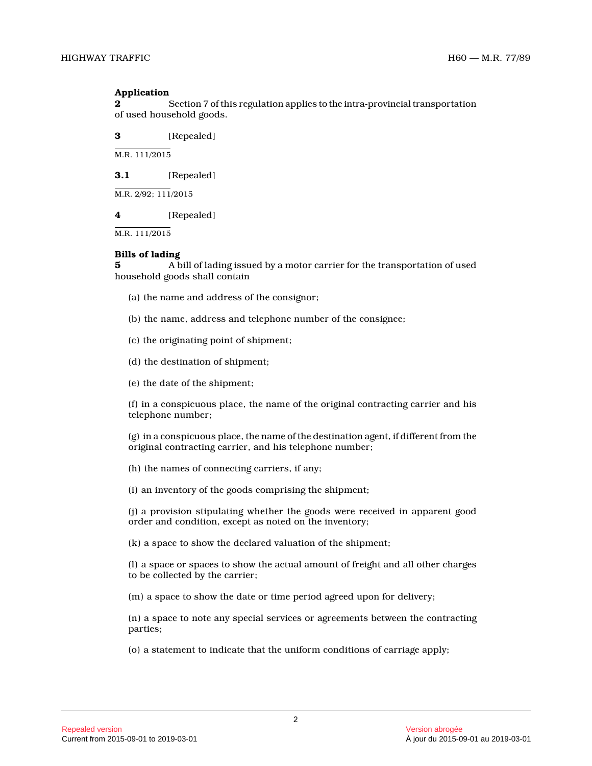**Application**

**2** Section 7 of this regulation applies to the intra-provincial transportation of used household goods.

**3** [Repealed]

M.R. 111/2015

**3.1** [Repealed]

M.R. 2/92; 111/2015

**4** [Repealed]

M.R. 111/2015

**Bills of lading**

**5** A bill of lading issued by a motor carrier for the transportation of used household goods shall contain

(a) the name and address of the consignor;

(b) the name, address and telephone number of the consignee;

(c) the originating point of shipment;

(d) the destination of shipment;

(e) the date of the shipment;

(f) in a conspicuous place, the name of the original contracting carrier and his telephone number;

(g) in a conspicuous place, the name of the destination agent, if different from the original contracting carrier, and his telephone number;

(h) the names of connecting carriers, if any;

(i) an inventory of the goods comprising the shipment;

(j) a provision stipulating whether the goods were received in apparent good order and condition, except as noted on the inventory;

(k) a space to show the declared valuation of the shipment;

(l) a space or spaces to show the actual amount of freight and all other charges to be collected by the carrier;

(m) a space to show the date or time period agreed upon for delivery;

(n) a space to note any special services or agreements between the contracting parties;

(o) a statement to indicate that the uniform conditions of carriage apply;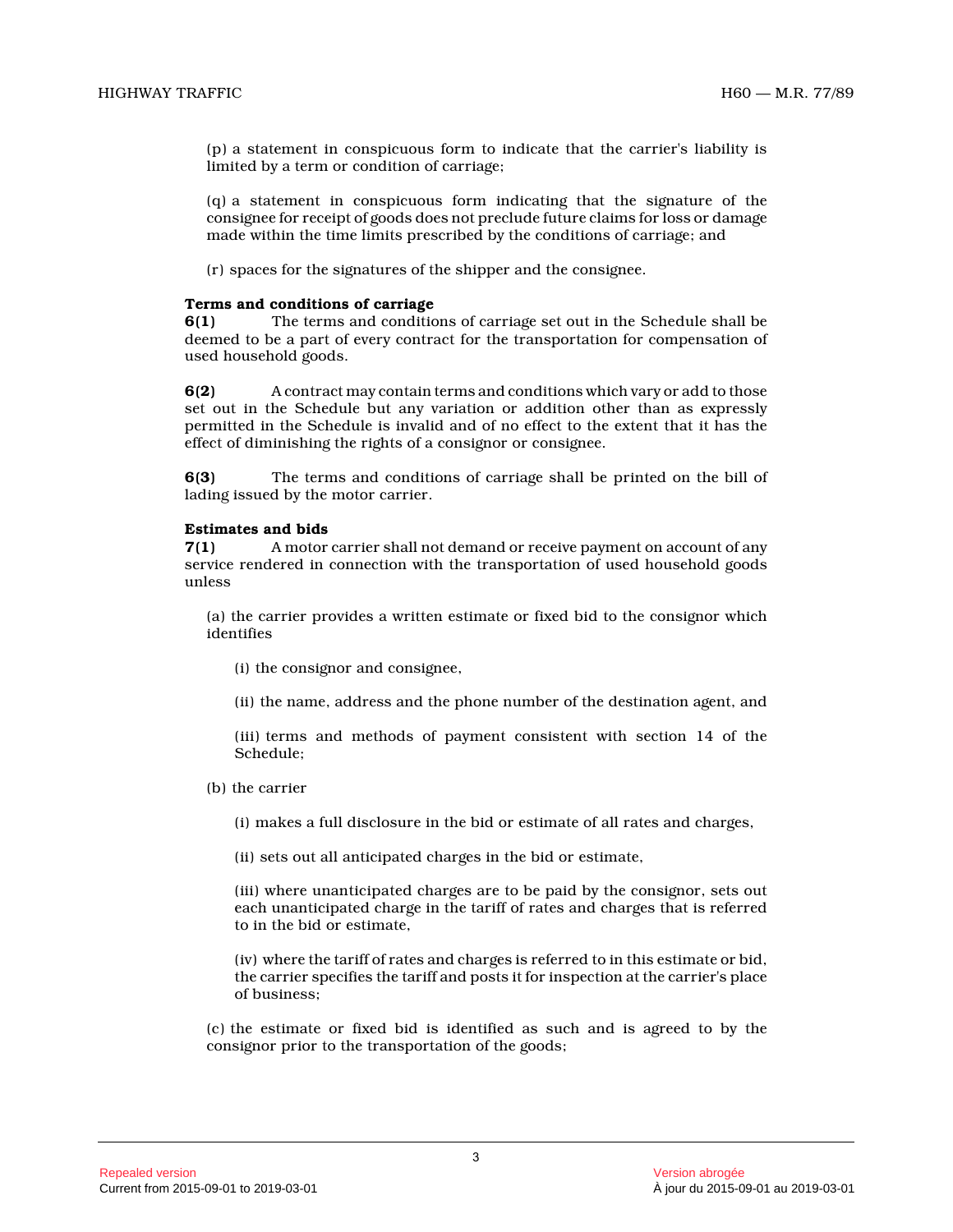(p) a statement in conspicuous form to indicate that the carrier's liability is limited by a term or condition of carriage;

(q) a statement in conspicuous form indicating that the signature of the consignee for receipt of goods does not preclude future claims for loss or damage made within the time limits prescribed by the conditions of carriage; and

(r) spaces for the signatures of the shipper and the consignee.

**Terms and conditions of carriage**

**6(1)** The terms and conditions of carriage set out in the Schedule shall be deemed to be a part of every contract for the transportation for compensation of used household goods.

**6(2)** A contract may contain terms and conditions which vary or add to those set out in the Schedule but any variation or addition other than as expressly permitted in the Schedule is invalid and of no effect to the extent that it has the effect of diminishing the rights of a consignor or consignee.

**6(3)** The terms and conditions of carriage shall be printed on the bill of lading issued by the motor carrier.

**Estimates and bids**

**7(1)** A motor carrier shall not demand or receive payment on account of any service rendered in connection with the transportation of used household goods unless

(a) the carrier provides a written estimate or fixed bid to the consignor which identifies

(i) the consignor and consignee,

(ii) the name, address and the phone number of the destination agent, and

(iii) terms and methods of payment consistent with section 14 of the Schedule;

(b) the carrier

(i) makes a full disclosure in the bid or estimate of all rates and charges,

(ii) sets out all anticipated charges in the bid or estimate,

(iii) where unanticipated charges are to be paid by the consignor, sets out each unanticipated charge in the tariff of rates and charges that is referred to in the bid or estimate,

(iv) where the tariff of rates and charges is referred to in this estimate or bid, the carrier specifies the tariff and posts it for inspection at the carrier's place of business;

(c) the estimate or fixed bid is identified as such and is agreed to by the consignor prior to the transportation of the goods;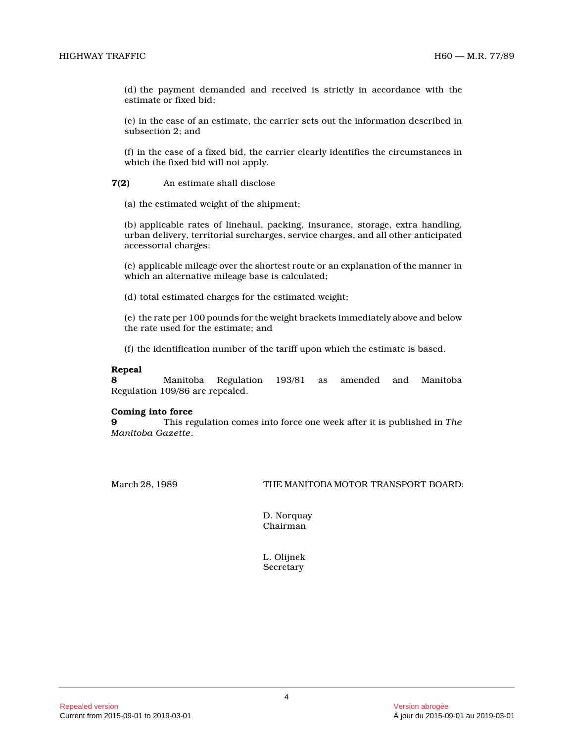(d) the payment demanded and received is strictly in accordance with the estimate or fixed bid;

(e) in the case of an estimate, the carrier sets out the information described in subsection 2; and

(f) in the case of a fixed bid, the carrier clearly identifies the circumstances in which the fixed bid will not apply.

**7(2)** An estimate shall disclose

(a) the estimated weight of the shipment;

(b) applicable rates of linehaul, packing, insurance, storage, extra handling, urban delivery, territorial surcharges, service charges, and all other anticipated accessorial charges;

(c) applicable mileage over the shortest route or an explanation of the manner in which an alternative mileage base is calculated;

(d) total estimated charges for the estimated weight;

(e) the rate per 100 pounds for the weight brackets immediately above and below the rate used for the estimate; and

(f) the identification number of the tariff upon which the estimate is based.

**Repeal**

**8** Manitoba Regulation 193/81 as amended and Manitoba Regulation 109/86 are repealed.

**Coming into force**

**9** This regulation comes into force one week after it is published in *The Manitoba Gazette*.

March 28, 1989

THE MANITOBA MOTOR TRANSPORT BOARD:

D. Norquay
Chairman

L. Olijnek
Secretary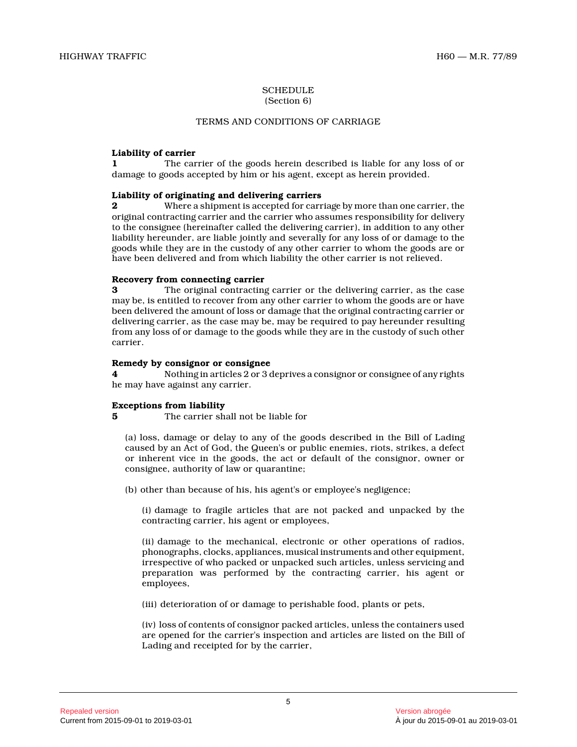## SCHEDULE
(Section 6)

### TERMS AND CONDITIONS OF CARRIAGE

**Liability of carrier**

**1** The carrier of the goods herein described is liable for any loss of or damage to goods accepted by him or his agent, except as herein provided.

**Liability of originating and delivering carriers**

**2** Where a shipment is accepted for carriage by more than one carrier, the original contracting carrier and the carrier who assumes responsibility for delivery to the consignee (hereinafter called the delivering carrier), in addition to any other liability hereunder, are liable jointly and severally for any loss of or damage to the goods while they are in the custody of any other carrier to whom the goods are or have been delivered and from which liability the other carrier is not relieved.

**Recovery from connecting carrier**

**3** The original contracting carrier or the delivering carrier, as the case may be, is entitled to recover from any other carrier to whom the goods are or have been delivered the amount of loss or damage that the original contracting carrier or delivering carrier, as the case may be, may be required to pay hereunder resulting from any loss of or damage to the goods while they are in the custody of such other carrier.

**Remedy by consignor or consignee**

**4** Nothing in articles 2 or 3 deprives a consignor or consignee of any rights he may have against any carrier.

**Exceptions from liability**

**5** The carrier shall not be liable for

(a) loss, damage or delay to any of the goods described in the Bill of Lading caused by an Act of God, the Queen's or public enemies, riots, strikes, a defect or inherent vice in the goods, the act or default of the consignor, owner or consignee, authority of law or quarantine;

(b) other than because of his, his agent's or employee's negligence;

(i) damage to fragile articles that are not packed and unpacked by the contracting carrier, his agent or employees,

(ii) damage to the mechanical, electronic or other operations of radios, phonographs, clocks, appliances, musical instruments and other equipment, irrespective of who packed or unpacked such articles, unless servicing and preparation was performed by the contracting carrier, his agent or employees,

(iii) deterioration of or damage to perishable food, plants or pets,

(iv) loss of contents of consignor packed articles, unless the containers used are opened for the carrier's inspection and articles are listed on the Bill of Lading and receipted for by the carrier,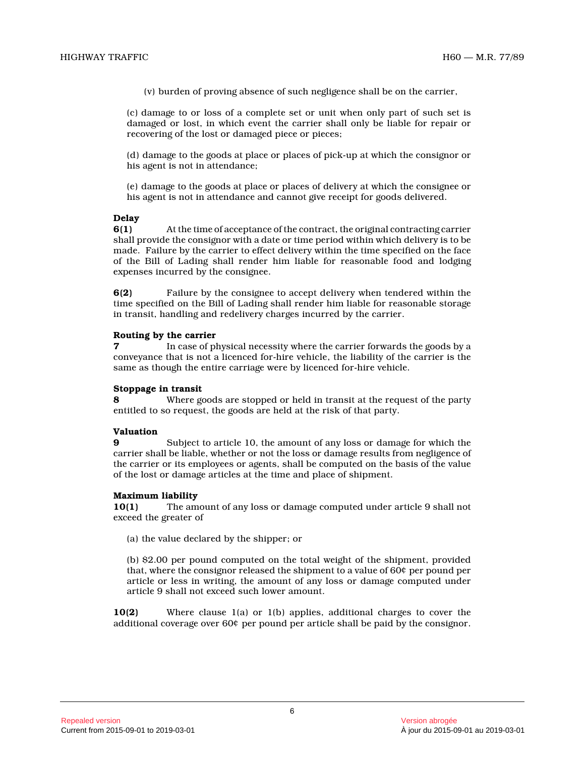(v) burden of proving absence of such negligence shall be on the carrier,

(c) damage to or loss of a complete set or unit when only part of such set is damaged or lost, in which event the carrier shall only be liable for repair or recovering of the lost or damaged piece or pieces;

(d) damage to the goods at place or places of pick-up at which the consignor or his agent is not in attendance;

(e) damage to the goods at place or places of delivery at which the consignee or his agent is not in attendance and cannot give receipt for goods delivered.

**Delay**

**6(1)** At the time of acceptance of the contract, the original contracting carrier shall provide the consignor with a date or time period within which delivery is to be made. Failure by the carrier to effect delivery within the time specified on the face of the Bill of Lading shall render him liable for reasonable food and lodging expenses incurred by the consignee.

**6(2)** Failure by the consignee to accept delivery when tendered within the time specified on the Bill of Lading shall render him liable for reasonable storage in transit, handling and redelivery charges incurred by the carrier.

**Routing by the carrier**

**7** In case of physical necessity where the carrier forwards the goods by a conveyance that is not a licenced for-hire vehicle, the liability of the carrier is the same as though the entire carriage were by licenced for-hire vehicle.

**Stoppage in transit**

**8** Where goods are stopped or held in transit at the request of the party entitled to so request, the goods are held at the risk of that party.

**Valuation**

**9** Subject to article 10, the amount of any loss or damage for which the carrier shall be liable, whether or not the loss or damage results from negligence of the carrier or its employees or agents, shall be computed on the basis of the value of the lost or damage articles at the time and place of shipment.

**Maximum liability**

**10(1)** The amount of any loss or damage computed under article 9 shall not exceed the greater of

(a) the value declared by the shipper; or

(b) $2.00 per pound computed on the total weight of the shipment, provided that, where the consignor released the shipment to a value of 60¢ per pound per article or less in writing, the amount of any loss or damage computed under article 9 shall not exceed such lower amount.

**10(2)** Where clause 1(a) or 1(b) applies, additional charges to cover the additional coverage over 60¢ per pound per article shall be paid by the consignor.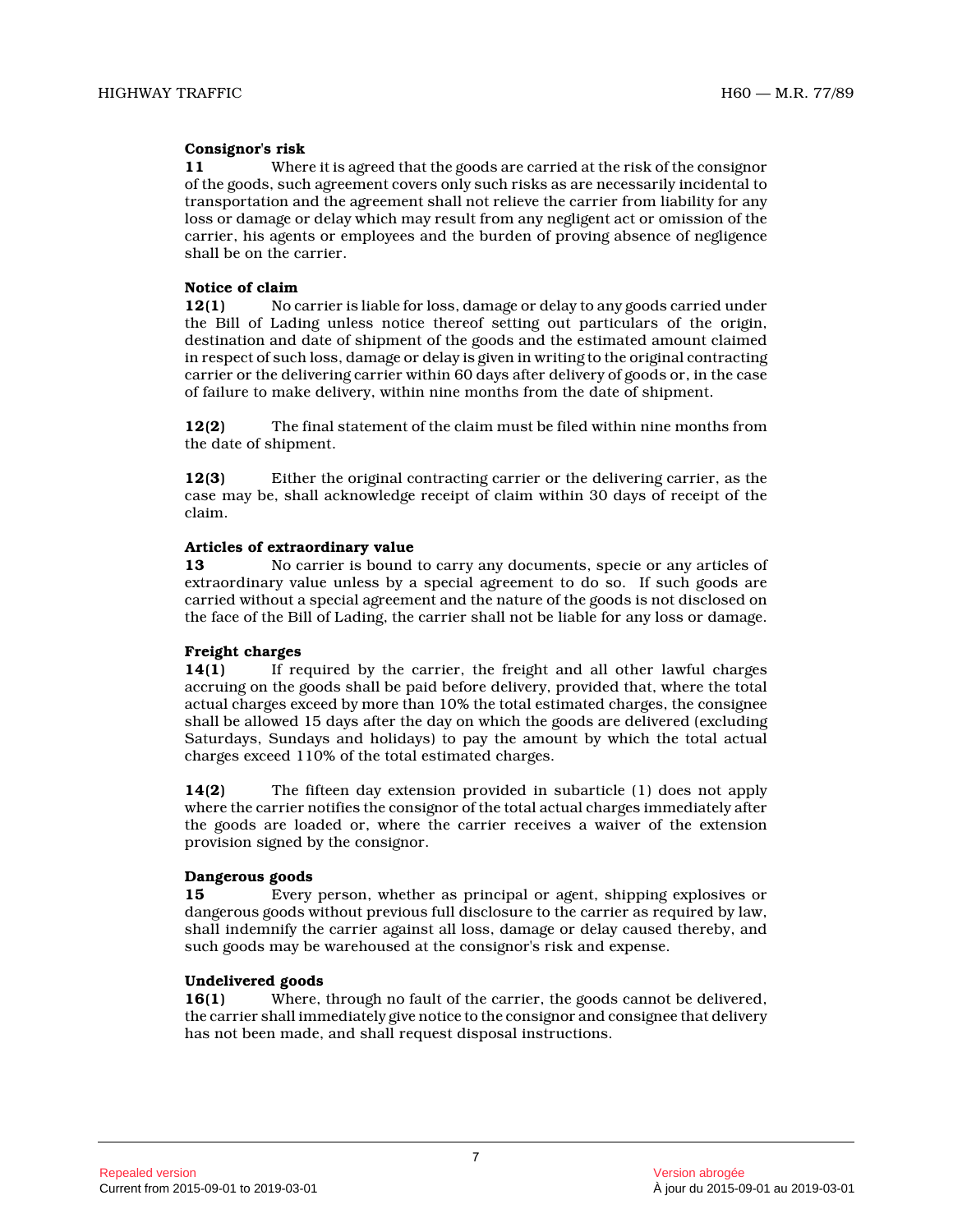**Consignor's risk**

**11** Where it is agreed that the goods are carried at the risk of the consignor of the goods, such agreement covers only such risks as are necessarily incidental to transportation and the agreement shall not relieve the carrier from liability for any loss or damage or delay which may result from any negligent act or omission of the carrier, his agents or employees and the burden of proving absence of negligence shall be on the carrier.

**Notice of claim**

**12(1)** No carrier is liable for loss, damage or delay to any goods carried under the Bill of Lading unless notice thereof setting out particulars of the origin, destination and date of shipment of the goods and the estimated amount claimed in respect of such loss, damage or delay is given in writing to the original contracting carrier or the delivering carrier within 60 days after delivery of goods or, in the case of failure to make delivery, within nine months from the date of shipment.

**12(2)** The final statement of the claim must be filed within nine months from the date of shipment.

**12(3)** Either the original contracting carrier or the delivering carrier, as the case may be, shall acknowledge receipt of claim within 30 days of receipt of the claim.

**Articles of extraordinary value**

**13** No carrier is bound to carry any documents, specie or any articles of extraordinary value unless by a special agreement to do so. If such goods are carried without a special agreement and the nature of the goods is not disclosed on the face of the Bill of Lading, the carrier shall not be liable for any loss or damage.

**Freight charges**

**14(1)** If required by the carrier, the freight and all other lawful charges accruing on the goods shall be paid before delivery, provided that, where the total actual charges exceed by more than 10% the total estimated charges, the consignee shall be allowed 15 days after the day on which the goods are delivered (excluding Saturdays, Sundays and holidays) to pay the amount by which the total actual charges exceed 110% of the total estimated charges.

**14(2)** The fifteen day extension provided in subarticle (1) does not apply where the carrier notifies the consignor of the total actual charges immediately after the goods are loaded or, where the carrier receives a waiver of the extension provision signed by the consignor.

**Dangerous goods**

**15** Every person, whether as principal or agent, shipping explosives or dangerous goods without previous full disclosure to the carrier as required by law, shall indemnify the carrier against all loss, damage or delay caused thereby, and such goods may be warehoused at the consignor's risk and expense.

**Undelivered goods**

**16(1)** Where, through no fault of the carrier, the goods cannot be delivered, the carrier shall immediately give notice to the consignor and consignee that delivery has not been made, and shall request disposal instructions.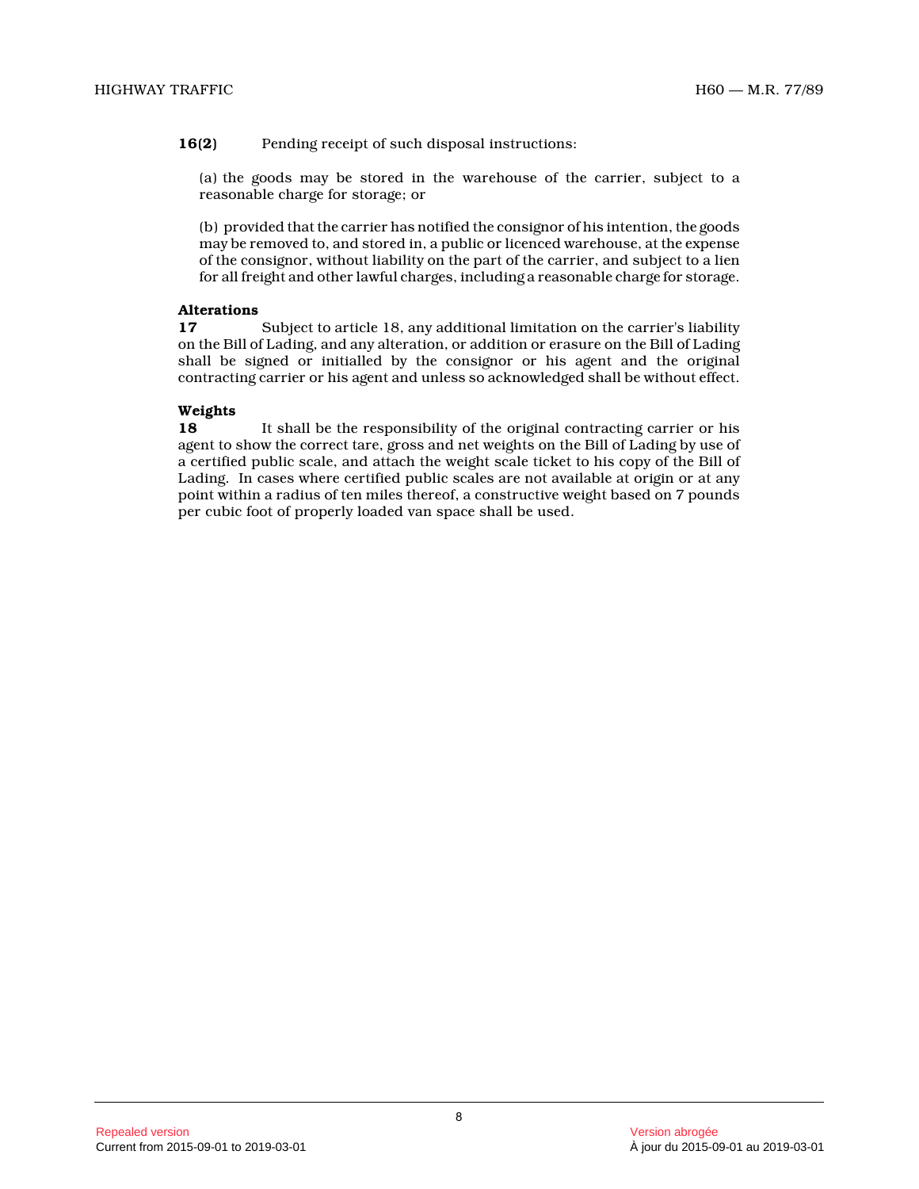**16(2)** Pending receipt of such disposal instructions:

(a) the goods may be stored in the warehouse of the carrier, subject to a reasonable charge for storage; or

(b) provided that the carrier has notified the consignor of his intention, the goods may be removed to, and stored in, a public or licenced warehouse, at the expense of the consignor, without liability on the part of the carrier, and subject to a lien for all freight and other lawful charges, including a reasonable charge for storage.

**Alterations**

**17** Subject to article 18, any additional limitation on the carrier's liability on the Bill of Lading, and any alteration, or addition or erasure on the Bill of Lading shall be signed or initialled by the consignor or his agent and the original contracting carrier or his agent and unless so acknowledged shall be without effect.

**Weights**

**18** It shall be the responsibility of the original contracting carrier or his agent to show the correct tare, gross and net weights on the Bill of Lading by use of a certified public scale, and attach the weight scale ticket to his copy of the Bill of Lading. In cases where certified public scales are not available at origin or at any point within a radius of ten miles thereof, a constructive weight based on 7 pounds per cubic foot of properly loaded van space shall be used.